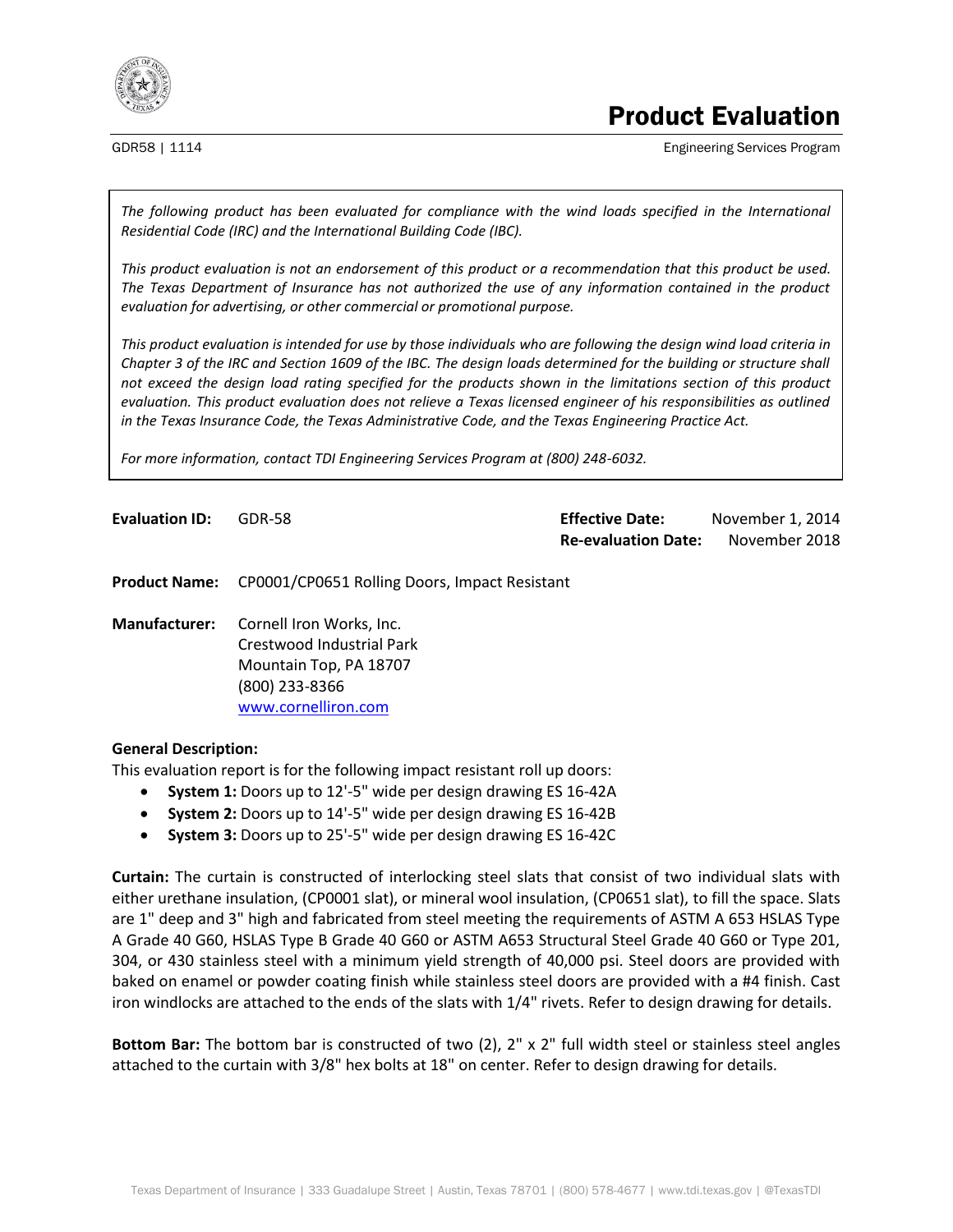# Product Evaluation

GDR58 | 1114

Engineering Services Program

*The following product has been evaluated for compliance with the wind loads specified in the International Residential Code (IRC) and the International Building Code (IBC).*

*This product evaluation is not an endorsement of this product or a recommendation that this product be used. The Texas Department of Insurance has not authorized the use of any information contained in the product evaluation for advertising, or other commercial or promotional purpose.*

*This product evaluation is intended for use by those individuals who are following the design wind load criteria in Chapter 3 of the IRC and Section 1609 of the IBC. The design loads determined for the building or structure shall not exceed the design load rating specified for the products shown in the limitations section of this product evaluation. This product evaluation does not relieve a Texas licensed engineer of his responsibilities as outlined in the Texas Insurance Code, the Texas Administrative Code, and the Texas Engineering Practice Act.*

*For more information, contact TDI Engineering Services Program at (800) 248-6032.*

**Evaluation ID:** GDR-58

**Effective Date:** November 1, 2014
**Re-evaluation Date:** November 2018

**Product Name:** CP0001/CP0651 Rolling Doors, Impact Resistant

**Manufacturer:** Cornell Iron Works, Inc.
Crestwood Industrial Park
Mountain Top, PA 18707
(800) 233-8366
www.cornelliron.com

**General Description:**
This evaluation report is for the following impact resistant roll up doors:

- **System 1:** Doors up to 12'-5" wide per design drawing ES 16-42A
- **System 2:** Doors up to 14'-5" wide per design drawing ES 16-42B
- **System 3:** Doors up to 25'-5" wide per design drawing ES 16-42C

**Curtain:** The curtain is constructed of interlocking steel slats that consist of two individual slats with either urethane insulation, (CP0001 slat), or mineral wool insulation, (CP0651 slat), to fill the space. Slats are 1" deep and 3" high and fabricated from steel meeting the requirements of ASTM A 653 HSLAS Type A Grade 40 G60, HSLAS Type B Grade 40 G60 or ASTM A653 Structural Steel Grade 40 G60 or Type 201, 304, or 430 stainless steel with a minimum yield strength of 40,000 psi. Steel doors are provided with baked on enamel or powder coating finish while stainless steel doors are provided with a #4 finish. Cast iron windlocks are attached to the ends of the slats with 1/4" rivets. Refer to design drawing for details.

**Bottom Bar:** The bottom bar is constructed of two (2), 2" x 2" full width steel or stainless steel angles attached to the curtain with 3/8" hex bolts at 18" on center. Refer to design drawing for details.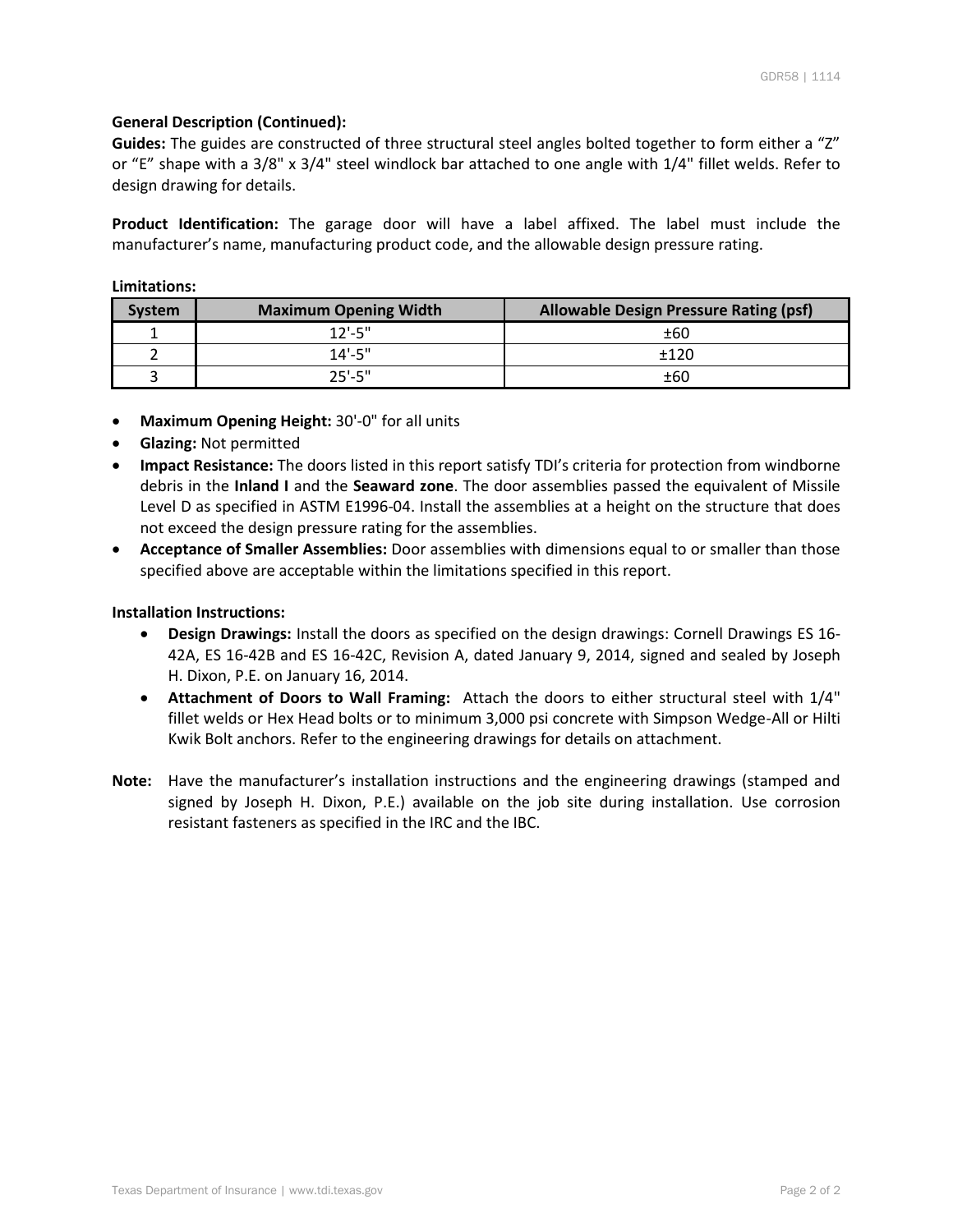**General Description (Continued):**

**Guides:** The guides are constructed of three structural steel angles bolted together to form either a "Z" or "E" shape with a 3/8" x 3/4" steel windlock bar attached to one angle with 1/4" fillet welds. Refer to design drawing for details.

**Product Identification:** The garage door will have a label affixed. The label must include the manufacturer's name, manufacturing product code, and the allowable design pressure rating.

**Limitations:**

| System | Maximum Opening Width | Allowable Design Pressure Rating (psf) |
|---|---|---|
| 1 | 12'-5" | ±60 |
| 2 | 14'-5" | ±120 |
| 3 | 25'-5" | ±60 |

- **Maximum Opening Height:** 30'-0" for all units
- **Glazing:** Not permitted
- **Impact Resistance:** The doors listed in this report satisfy TDI's criteria for protection from windborne debris in the **Inland I** and the **Seaward zone**. The door assemblies passed the equivalent of Missile Level D as specified in ASTM E1996-04. Install the assemblies at a height on the structure that does not exceed the design pressure rating for the assemblies.
- **Acceptance of Smaller Assemblies:** Door assemblies with dimensions equal to or smaller than those specified above are acceptable within the limitations specified in this report.

**Installation Instructions:**

- **Design Drawings:** Install the doors as specified on the design drawings: Cornell Drawings ES 16-42A, ES 16-42B and ES 16-42C, Revision A, dated January 9, 2014, signed and sealed by Joseph H. Dixon, P.E. on January 16, 2014.
- **Attachment of Doors to Wall Framing:** Attach the doors to either structural steel with 1/4" fillet welds or Hex Head bolts or to minimum 3,000 psi concrete with Simpson Wedge-All or Hilti Kwik Bolt anchors. Refer to the engineering drawings for details on attachment.

**Note:** Have the manufacturer's installation instructions and the engineering drawings (stamped and signed by Joseph H. Dixon, P.E.) available on the job site during installation. Use corrosion resistant fasteners as specified in the IRC and the IBC.